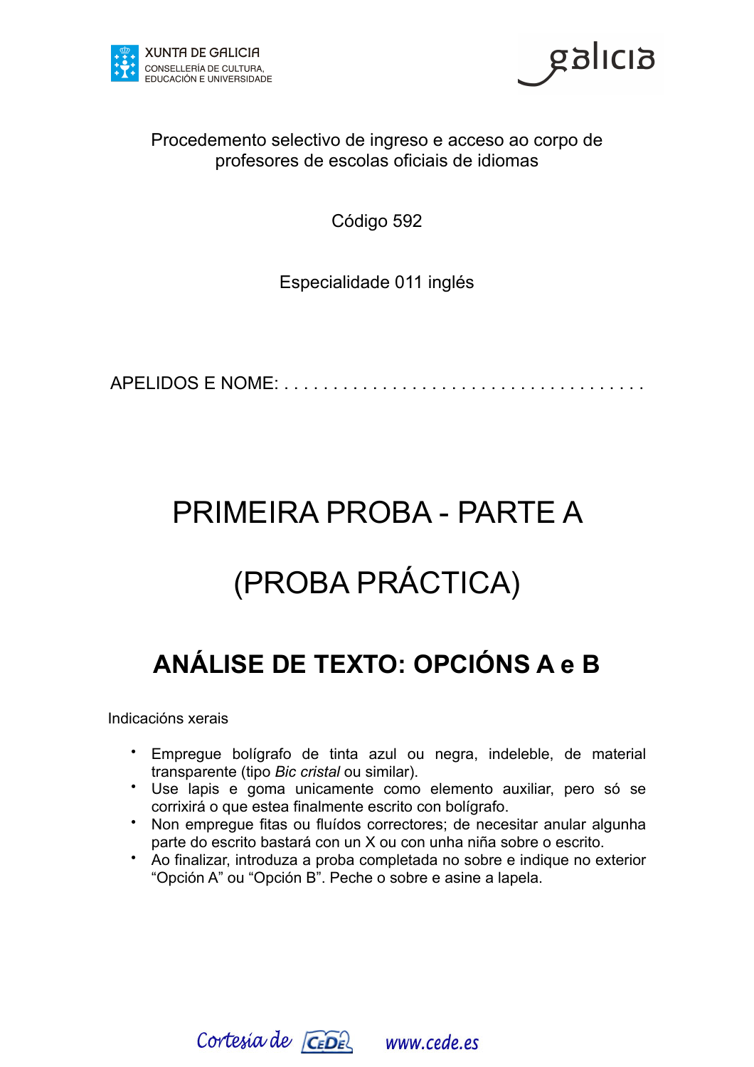XUNTA DE GALICIA
CONSELLERÍA DE CULTURA, EDUCACIÓN E UNIVERSIDADE

galicia

Procedemento selectivo de ingreso e acceso ao corpo de profesores de escolas oficiais de idiomas

Código 592

Especialidade 011 inglés

APELIDOS E NOME: . . . . . . . . . . . . . . . . . . . . . . . . . . . . . . . . . . . . .

# PRIMEIRA PROBA - PARTE A

# (PROBA PRÁCTICA)

## ANÁLISE DE TEXTO: OPCIÓNS A e B

Indicacións xerais

- Empregue bolígrafo de tinta azul ou negra, indeleble, de material transparente (tipo *Bic cristal* ou similar).
- Use lapis e goma unicamente como elemento auxiliar, pero só se corrixirá o que estea finalmente escrito con bolígrafo.
- Non empregue fitas ou fluídos correctores; de necesitar anular algunha parte do escrito bastará con un X ou con unha niña sobre o escrito.
- Ao finalizar, introduza a proba completada no sobre e indique no exterior "Opción A" ou "Opción B". Peche o sobre e asine a lapela.

Cortesía de CEDE www.cede.es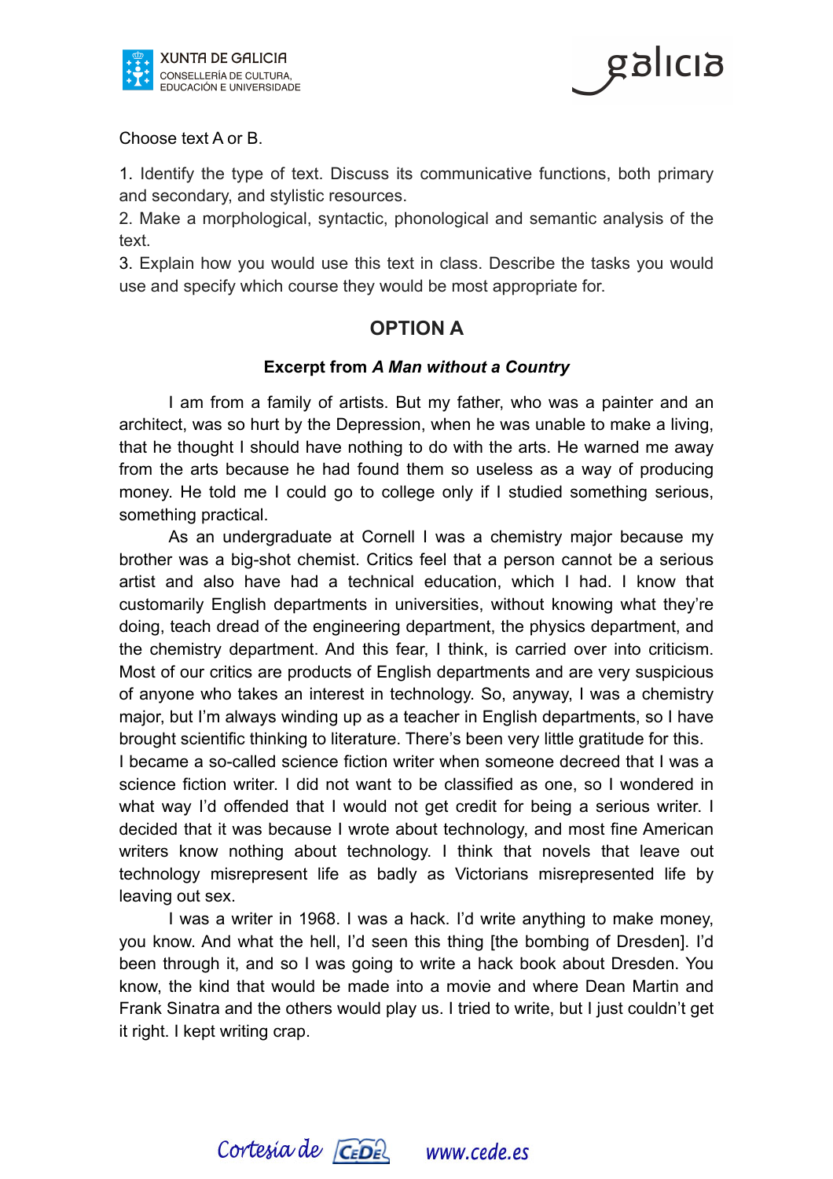Choose text A or B.

1. Identify the type of text. Discuss its communicative functions, both primary and secondary, and stylistic resources.
2. Make a morphological, syntactic, phonological and semantic analysis of the text.
3. Explain how you would use this text in class. Describe the tasks you would use and specify which course they would be most appropriate for.

## OPTION A

### Excerpt from *A Man without a Country*

I am from a family of artists. But my father, who was a painter and an architect, was so hurt by the Depression, when he was unable to make a living, that he thought I should have nothing to do with the arts. He warned me away from the arts because he had found them so useless as a way of producing money. He told me I could go to college only if I studied something serious, something practical.

As an undergraduate at Cornell I was a chemistry major because my brother was a big-shot chemist. Critics feel that a person cannot be a serious artist and also have had a technical education, which I had. I know that customarily English departments in universities, without knowing what they're doing, teach dread of the engineering department, the physics department, and the chemistry department. And this fear, I think, is carried over into criticism. Most of our critics are products of English departments and are very suspicious of anyone who takes an interest in technology. So, anyway, I was a chemistry major, but I'm always winding up as a teacher in English departments, so I have brought scientific thinking to literature. There's been very little gratitude for this.
I became a so-called science fiction writer when someone decreed that I was a science fiction writer. I did not want to be classified as one, so I wondered in what way I'd offended that I would not get credit for being a serious writer. I decided that it was because I wrote about technology, and most fine American writers know nothing about technology. I think that novels that leave out technology misrepresent life as badly as Victorians misrepresented life by leaving out sex.

I was a writer in 1968. I was a hack. I'd write anything to make money, you know. And what the hell, I'd seen this thing [the bombing of Dresden]. I'd been through it, and so I was going to write a hack book about Dresden. You know, the kind that would be made into a movie and where Dean Martin and Frank Sinatra and the others would play us. I tried to write, but I just couldn't get it right. I kept writing crap.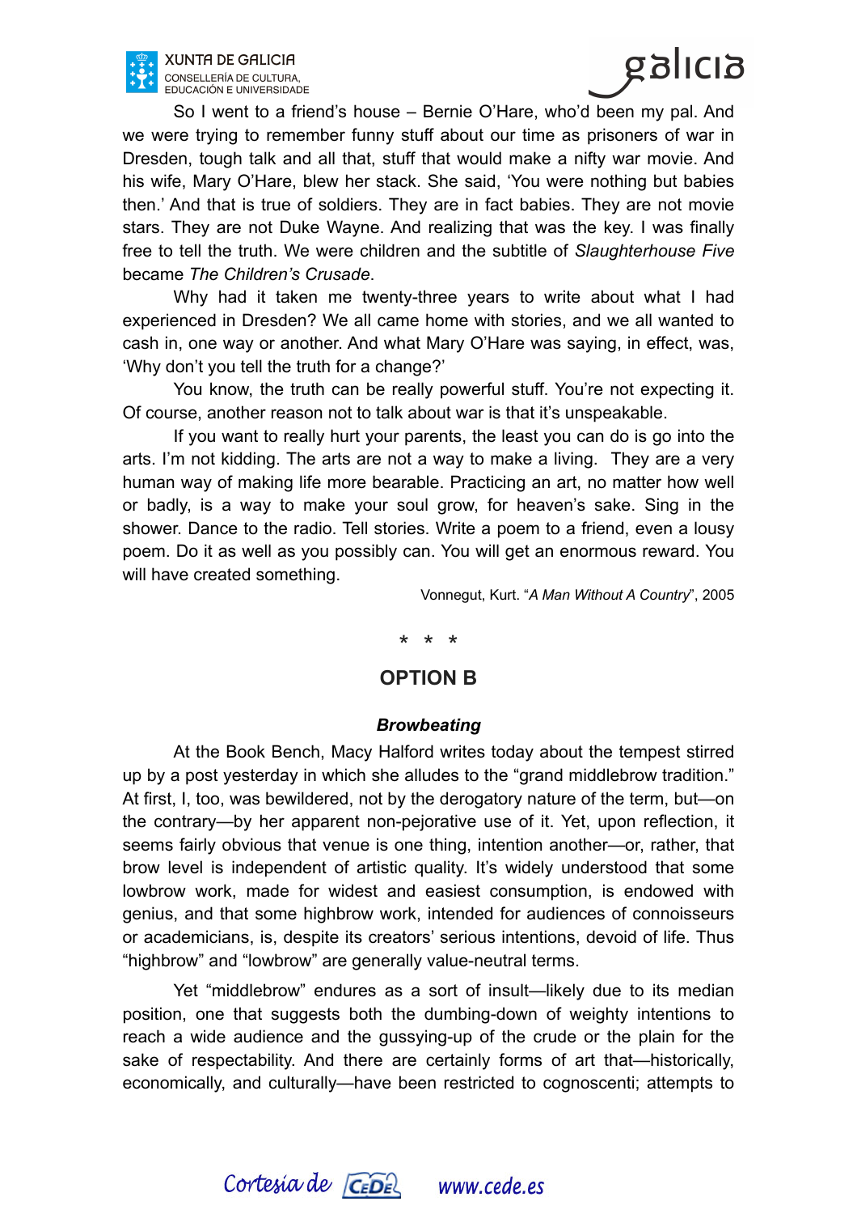So I went to a friend's house – Bernie O'Hare, who'd been my pal. And we were trying to remember funny stuff about our time as prisoners of war in Dresden, tough talk and all that, stuff that would make a nifty war movie. And his wife, Mary O'Hare, blew her stack. She said, 'You were nothing but babies then.' And that is true of soldiers. They are in fact babies. They are not movie stars. They are not Duke Wayne. And realizing that was the key. I was finally free to tell the truth. We were children and the subtitle of *Slaughterhouse Five* became *The Children's Crusade*.

Why had it taken me twenty-three years to write about what I had experienced in Dresden? We all came home with stories, and we all wanted to cash in, one way or another. And what Mary O'Hare was saying, in effect, was, 'Why don't you tell the truth for a change?'

You know, the truth can be really powerful stuff. You're not expecting it. Of course, another reason not to talk about war is that it's unspeakable.

If you want to really hurt your parents, the least you can do is go into the arts. I'm not kidding. The arts are not a way to make a living. They are a very human way of making life more bearable. Practicing an art, no matter how well or badly, is a way to make your soul grow, for heaven's sake. Sing in the shower. Dance to the radio. Tell stories. Write a poem to a friend, even a lousy poem. Do it as well as you possibly can. You will get an enormous reward. You will have created something.

Vonnegut, Kurt. "*A Man Without A Country*", 2005

\* \* \*

## OPTION B

### *Browbeating*

At the Book Bench, Macy Halford writes today about the tempest stirred up by a post yesterday in which she alludes to the "grand middlebrow tradition." At first, I, too, was bewildered, not by the derogatory nature of the term, but—on the contrary—by her apparent non-pejorative use of it. Yet, upon reflection, it seems fairly obvious that venue is one thing, intention another—or, rather, that brow level is independent of artistic quality. It's widely understood that some lowbrow work, made for widest and easiest consumption, is endowed with genius, and that some highbrow work, intended for audiences of connoisseurs or academicians, is, despite its creators' serious intentions, devoid of life. Thus "highbrow" and "lowbrow" are generally value-neutral terms.

Yet "middlebrow" endures as a sort of insult—likely due to its median position, one that suggests both the dumbing-down of weighty intentions to reach a wide audience and the gussying-up of the crude or the plain for the sake of respectability. And there are certainly forms of art that—historically, economically, and culturally—have been restricted to cognoscenti; attempts to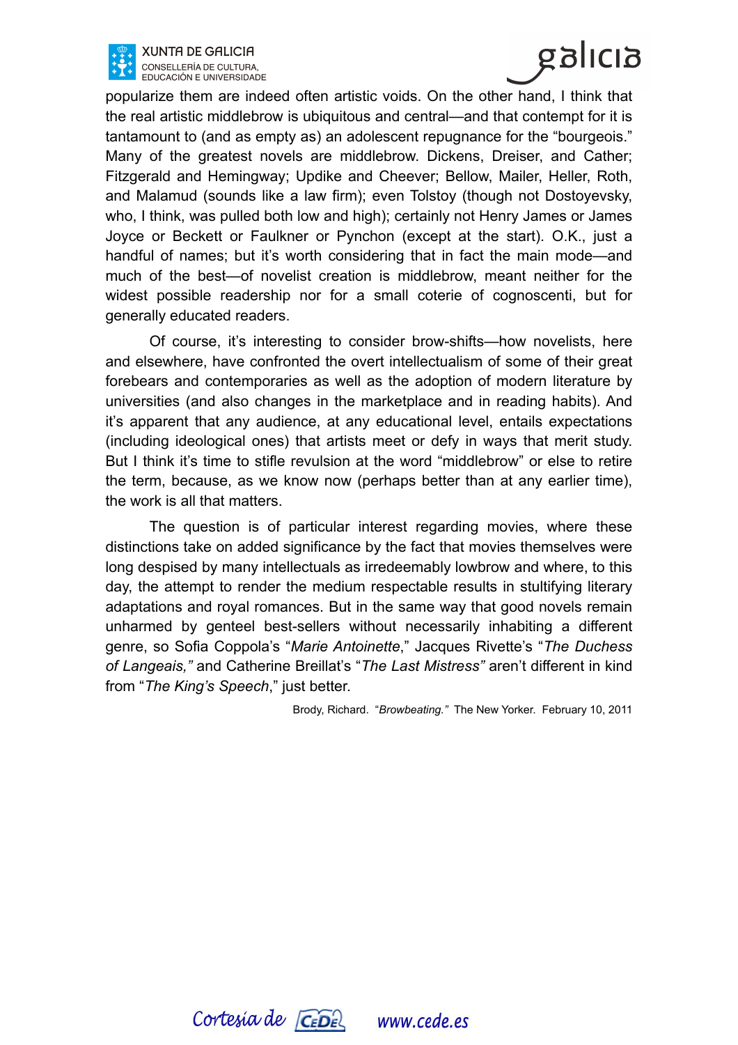popularize them are indeed often artistic voids. On the other hand, I think that the real artistic middlebrow is ubiquitous and central—and that contempt for it is tantamount to (and as empty as) an adolescent repugnance for the "bourgeois." Many of the greatest novels are middlebrow. Dickens, Dreiser, and Cather; Fitzgerald and Hemingway; Updike and Cheever; Bellow, Mailer, Heller, Roth, and Malamud (sounds like a law firm); even Tolstoy (though not Dostoyevsky, who, I think, was pulled both low and high); certainly not Henry James or James Joyce or Beckett or Faulkner or Pynchon (except at the start). O.K., just a handful of names; but it's worth considering that in fact the main mode—and much of the best—of novelist creation is middlebrow, meant neither for the widest possible readership nor for a small coterie of cognoscenti, but for generally educated readers.

Of course, it's interesting to consider brow-shifts—how novelists, here and elsewhere, have confronted the overt intellectualism of some of their great forebears and contemporaries as well as the adoption of modern literature by universities (and also changes in the marketplace and in reading habits). And it's apparent that any audience, at any educational level, entails expectations (including ideological ones) that artists meet or defy in ways that merit study. But I think it's time to stifle revulsion at the word "middlebrow" or else to retire the term, because, as we know now (perhaps better than at any earlier time), the work is all that matters.

The question is of particular interest regarding movies, where these distinctions take on added significance by the fact that movies themselves were long despised by many intellectuals as irredeemably lowbrow and where, to this day, the attempt to render the medium respectable results in stultifying literary adaptations and royal romances. But in the same way that good novels remain unharmed by genteel best-sellers without necessarily inhabiting a different genre, so Sofia Coppola's "*Marie Antoinette*," Jacques Rivette's "*The Duchess of Langeais,"* and Catherine Breillat's "*The Last Mistress"* aren't different in kind from "*The King's Speech*," just better.

Brody, Richard. "*Browbeating."* The New Yorker. February 10, 2011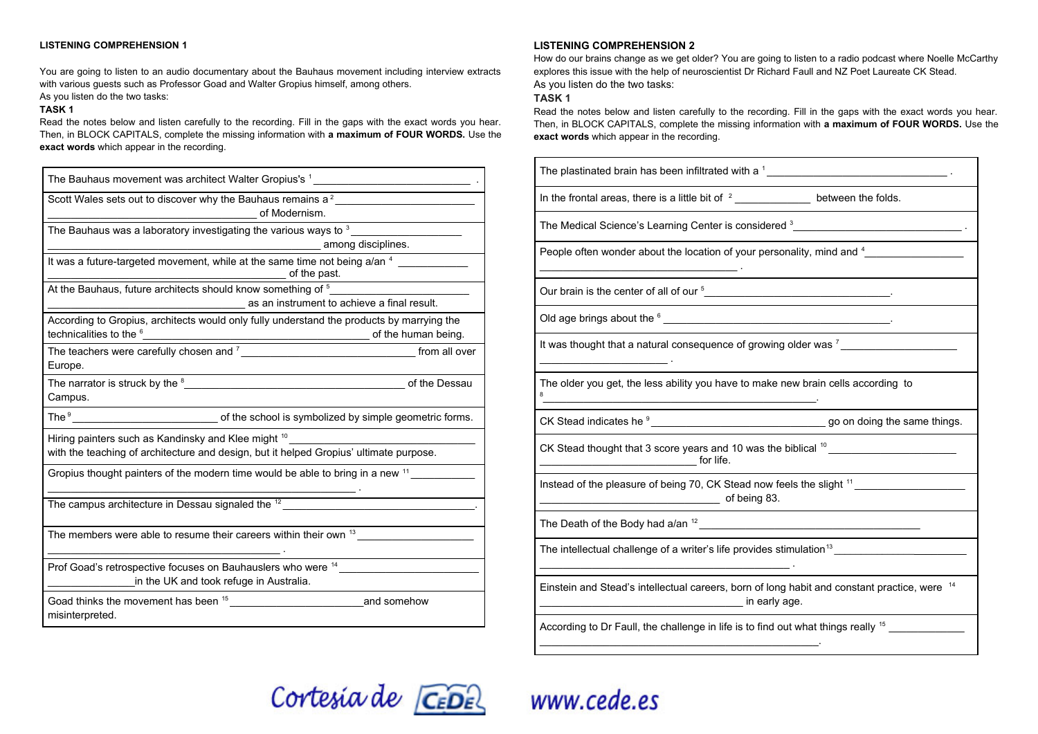## LISTENING COMPREHENSION 1

You are going to listen to an audio documentary about the Bauhaus movement including interview extracts with various guests such as Professor Goad and Walter Gropius himself, among others.
As you listen do the two tasks:

**TASK 1**

Read the notes below and listen carefully to the recording. Fill in the gaps with the exact words you hear. Then, in BLOCK CAPITALS, complete the missing information with **a maximum of FOUR WORDS.** Use the **exact words** which appear in the recording.

| |
|---|
| The Bauhaus movement was architect Walter Gropius's [1] ________________ . |
| Scott Wales sets out to discover why the Bauhaus remains a [2] ________________ of Modernism. |
| The Bauhaus was a laboratory investigating the various ways to [3] ________________ among disciplines. |
| It was a future-targeted movement, while at the same time not being a/an [4] ________________ of the past. |
| At the Bauhaus, future architects should know something of [5] ________________ as an instrument to achieve a final result. |
| According to Gropius, architects would only fully understand the products by marrying the technicalities to the [6] ________________ of the human being. |
| The teachers were carefully chosen and [7] ________________ from all over Europe. |
| The narrator is struck by the [8] ________________ of the Dessau Campus. |
| The [9] ________________ of the school is symbolized by simple geometric forms. |
| Hiring painters such as Kandinsky and Klee might [10] ________________ with the teaching of architecture and design, but it helped Gropius' ultimate purpose. |
| Gropius thought painters of the modern time would be able to bring in a new [11] ________________ . |
| The campus architecture in Dessau signaled the [12] ________________. |
| The members were able to resume their careers within their own [13] ________________ . |
| Prof Goad's retrospective focuses on Bauhauslers who were [14] ________________ in the UK and took refuge in Australia. |
| Goad thinks the movement has been [15] ________________ and somehow misinterpreted. |

## LISTENING COMPREHENSION 2

How do our brains change as we get older? You are going to listen to a radio podcast where Noelle McCarthy explores this issue with the help of neuroscientist Dr Richard Faull and NZ Poet Laureate CK Stead.
As you listen do the two tasks:

**TASK 1**

Read the notes below and listen carefully to the recording. Fill in the gaps with the exact words you hear. Then, in BLOCK CAPITALS, complete the missing information with **a maximum of FOUR WORDS.** Use the **exact words** which appear in the recording.

| |
|---|
| The plastinated brain has been infiltrated with a [1] ________________ . |
| In the frontal areas, there is a little bit of [2] ________________ between the folds. |
| The Medical Science's Learning Center is considered [3] ________________ . |
| People often wonder about the location of your personality, mind and [4] ________________ . |
| Our brain is the center of all of our [5] ________________. |
| Old age brings about the [6] ________________. |
| It was thought that a natural consequence of growing older was [7] ________________ . |
| The older you get, the less ability you have to make new brain cells according to [8] ________________. |
| CK Stead indicates he [9] ________________ go on doing the same things. |
| CK Stead thought that 3 score years and 10 was the biblical [10] ________________ for life. |
| Instead of the pleasure of being 70, CK Stead now feels the slight [11] ________________ of being 83. |
| The Death of the Body had a/an [12] ________________ |
| The intellectual challenge of a writer's life provides stimulation [13] ________________ . |
| Einstein and Stead's intellectual careers, born of long habit and constant practice, were [14] ________________ in early age. |
| According to Dr Faull, the challenge in life is to find out what things really [15] ________________. |

Cortesía de CEDE www.cede.es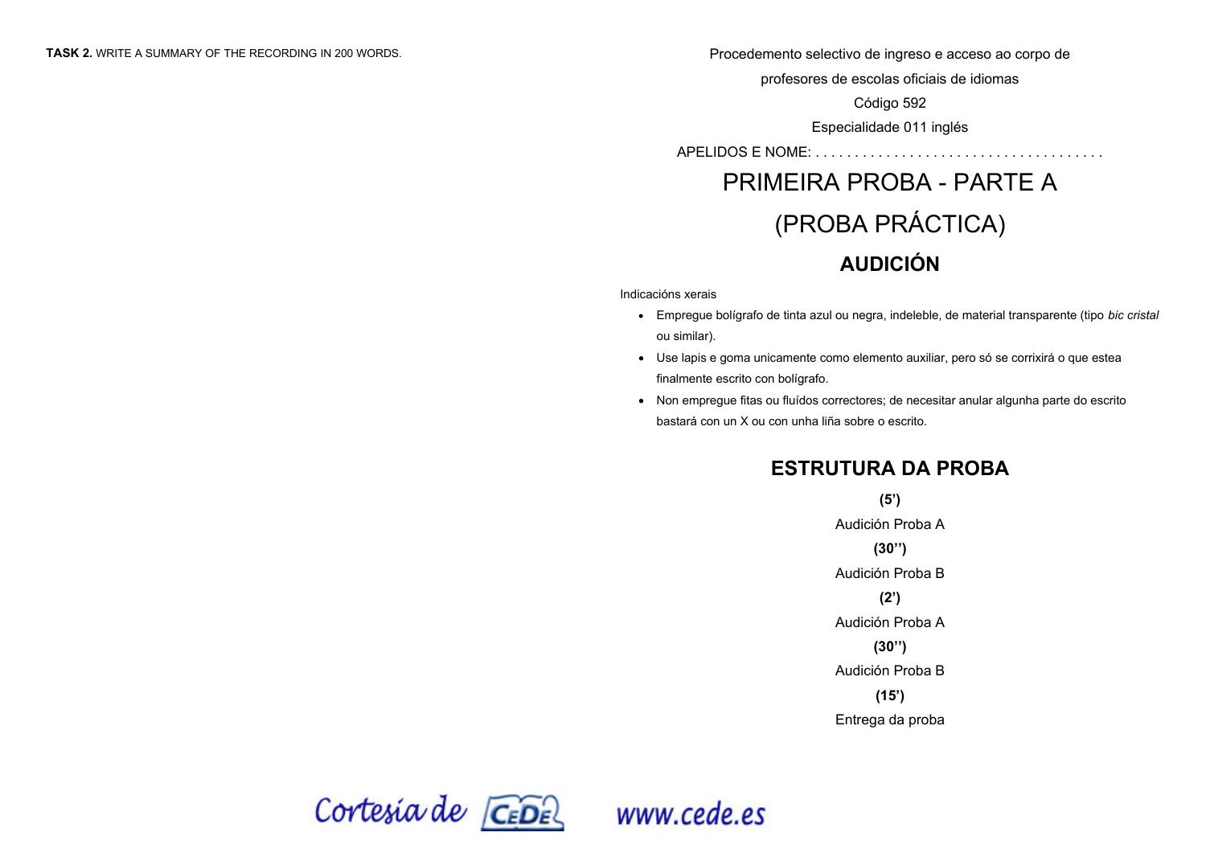**TASK 2.** WRITE A SUMMARY OF THE RECORDING IN 200 WORDS.

Procedemento selectivo de ingreso e acceso ao corpo de profesores de escolas oficiais de idiomas

Código 592

Especialidade 011 inglés

APELIDOS E NOME: . . . . . . . . . . . . . . . . . . . . . . . . . . . . . . . . . . . . . .

# PRIMEIRA PROBA - PARTE A

# (PROBA PRÁCTICA)

## AUDICIÓN

Indicacións xerais

- Empregue bolígrafo de tinta azul ou negra, indeleble, de material transparente (tipo *bic cristal* ou similar).
- Use lapis e goma unicamente como elemento auxiliar, pero só se corrixirá o que estea finalmente escrito con bolígrafo.
- Non empregue fitas ou fluídos correctores; de necesitar anular algunha parte do escrito bastará con un X ou con unha liña sobre o escrito.

## ESTRUTURA DA PROBA

**(5')**

Audición Proba A

**(30'')**

Audición Proba B

**(2')**

Audición Proba A

**(30'')**

Audición Proba B

**(15')**

Entrega da proba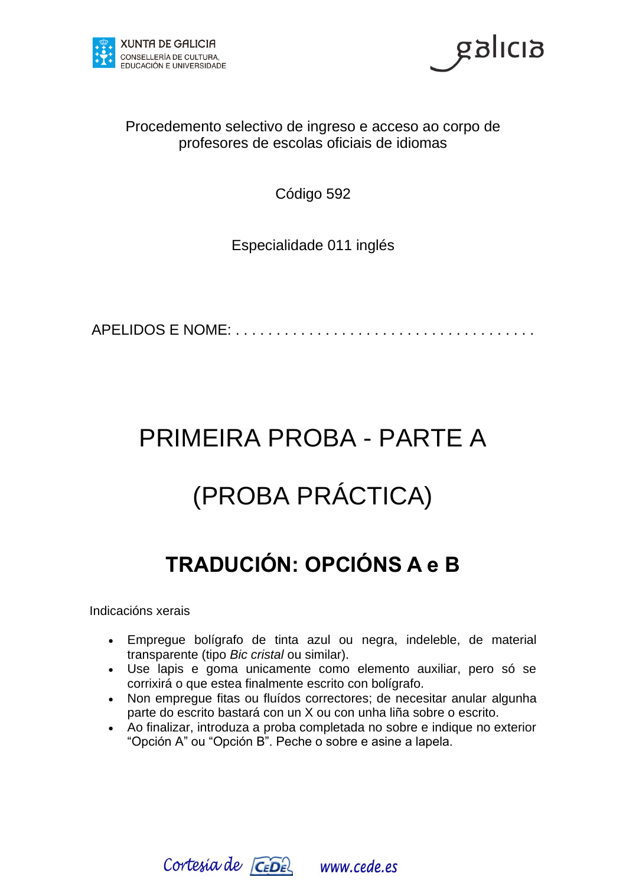Procedemento selectivo de ingreso e acceso ao corpo de profesores de escolas oficiais de idiomas

Código 592

Especialidade 011 inglés

APELIDOS E NOME: . . . . . . . . . . . . . . . . . . . . . . . . . . . . . . . . . . . . . .

# PRIMEIRA PROBA - PARTE A

# (PROBA PRÁCTICA)

## TRADUCIÓN: OPCIÓNS A e B

Indicacións xerais

- Empregue bolígrafo de tinta azul ou negra, indeleble, de material transparente (tipo *Bic cristal* ou similar).
- Use lapis e goma unicamente como elemento auxiliar, pero só se corrixirá o que estea finalmente escrito con bolígrafo.
- Non empregue fitas ou fluídos correctores; de necesitar anular algunha parte do escrito bastará con un X ou con unha liña sobre o escrito.
- Ao finalizar, introduza a proba completada no sobre e indique no exterior "Opción A" ou "Opción B". Peche o sobre e asine a lapela.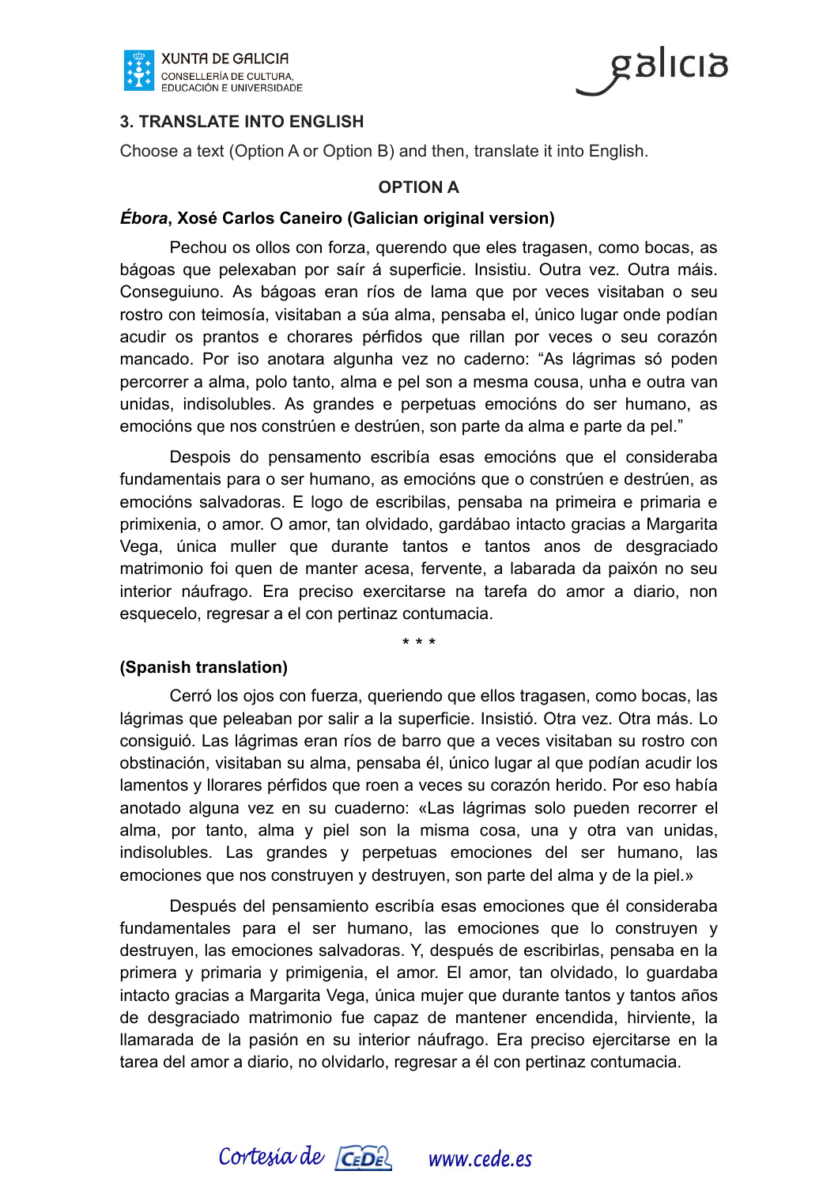## 3. TRANSLATE INTO ENGLISH

Choose a text (Option A or Option B) and then, translate it into English.

### OPTION A

***Ébora*, Xosé Carlos Caneiro (Galician original version)**

Pechou os ollos con forza, querendo que eles tragasen, como bocas, as bágoas que pelexaban por saír á superficie. Insistiu. Outra vez. Outra máis. Conseguiuno. As bágoas eran ríos de lama que por veces visitaban o seu rostro con teimosía, visitaban a súa alma, pensaba el, único lugar onde podían acudir os prantos e chorares pérfidos que rillan por veces o seu corazón mancado. Por iso anotara algunha vez no caderno: "As lágrimas só poden percorrer a alma, polo tanto, alma e pel son a mesma cousa, unha e outra van unidas, indisolubles. As grandes e perpetuas emocións do ser humano, as emocións que nos constrúen e destrúen, son parte da alma e parte da pel."

Despois do pensamento escribía esas emocións que el consideraba fundamentais para o ser humano, as emocións que o constrúen e destrúen, as emocións salvadoras. E logo de escribilas, pensaba na primeira e primaria e primixenia, o amor. O amor, tan olvidado, gardábao intacto gracias a Margarita Vega, única muller que durante tantos e tantos anos de desgraciado matrimonio foi quen de manter acesa, fervente, a labarada da paixón no seu interior náufrago. Era preciso exercitarse na tarefa do amor a diario, non esquecelo, regresar a el con pertinaz contumacia.

\* \* \*

**(Spanish translation)**

Cerró los ojos con fuerza, queriendo que ellos tragasen, como bocas, las lágrimas que peleaban por salir a la superficie. Insistió. Otra vez. Otra más. Lo consiguió. Las lágrimas eran ríos de barro que a veces visitaban su rostro con obstinación, visitaban su alma, pensaba él, único lugar al que podían acudir los lamentos y llorares pérfidos que roen a veces su corazón herido. Por eso había anotado alguna vez en su cuaderno: «Las lágrimas solo pueden recorrer el alma, por tanto, alma y piel son la misma cosa, una y otra van unidas, indisolubles. Las grandes y perpetuas emociones del ser humano, las emociones que nos construyen y destruyen, son parte del alma y de la piel.»

Después del pensamiento escribía esas emociones que él consideraba fundamentales para el ser humano, las emociones que lo construyen y destruyen, las emociones salvadoras. Y, después de escribirlas, pensaba en la primera y primaria y primigenia, el amor. El amor, tan olvidado, lo guardaba intacto gracias a Margarita Vega, única mujer que durante tantos y tantos años de desgraciado matrimonio fue capaz de mantener encendida, hirviente, la llamarada de la pasión en su interior náufrago. Era preciso ejercitarse en la tarea del amor a diario, no olvidarlo, regresar a él con pertinaz contumacia.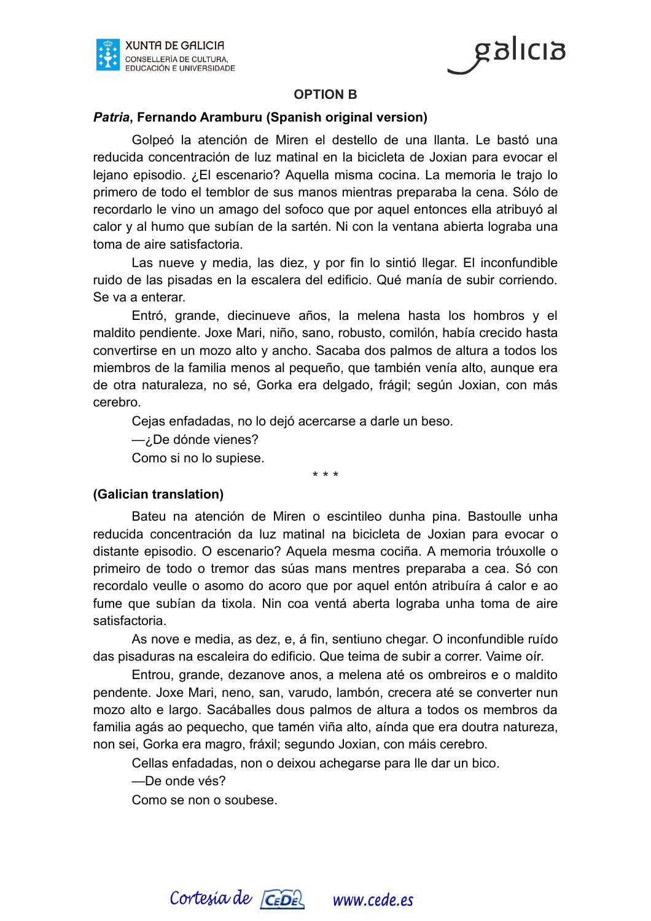## OPTION B

***Patria*, Fernando Aramburu (Spanish original version)**

Golpeó la atención de Miren el destello de una llanta. Le bastó una reducida concentración de luz matinal en la bicicleta de Joxian para evocar el lejano episodio. ¿El escenario? Aquella misma cocina. La memoria le trajo lo primero de todo el temblor de sus manos mientras preparaba la cena. Sólo de recordarlo le vino un amago del sofoco que por aquel entonces ella atribuyó al calor y al humo que subían de la sartén. Ni con la ventana abierta lograba una toma de aire satisfactoria.

Las nueve y media, las diez, y por fin lo sintió llegar. El inconfundible ruido de las pisadas en la escalera del edificio. Qué manía de subir corriendo. Se va a enterar.

Entró, grande, diecinueve años, la melena hasta los hombros y el maldito pendiente. Joxe Mari, niño, sano, robusto, comilón, había crecido hasta convertirse en un mozo alto y ancho. Sacaba dos palmos de altura a todos los miembros de la familia menos al pequeño, que también venía alto, aunque era de otra naturaleza, no sé, Gorka era delgado, frágil; según Joxian, con más cerebro.

Cejas enfadadas, no lo dejó acercarse a darle un beso.

—¿De dónde vienes?

Como si no lo supiese.

\* \* \*

**(Galician translation)**

Bateu na atención de Miren o escintileo dunha pina. Bastoulle unha reducida concentración da luz matinal na bicicleta de Joxian para evocar o distante episodio. O escenario? Aquela mesma cociña. A memoria tróuxolle o primeiro de todo o tremor das súas mans mentres preparaba a cea. Só con recordalo veulle o asomo do acoro que por aquel entón atribuíra á calor e ao fume que subían da tixola. Nin coa ventá aberta lograba unha toma de aire satisfactoria.

As nove e media, as dez, e, á fin, sentiuno chegar. O inconfundible ruído das pisaduras na escaleira do edificio. Que teima de subir a correr. Vaime oír.

Entrou, grande, dezanove anos, a melena até os ombreiros e o maldito pendente. Joxe Mari, neno, san, varudo, lambón, crecera até se converter nun mozo alto e largo. Sacáballes dous palmos de altura a todos os membros da familia agás ao pequecho, que tamén viña alto, aínda que era doutra natureza, non sei, Gorka era magro, fráxil; segundo Joxian, con máis cerebro.

Cellas enfadadas, non o deixou achegarse para lle dar un bico.

—De onde vés?

Como se non o soubese.